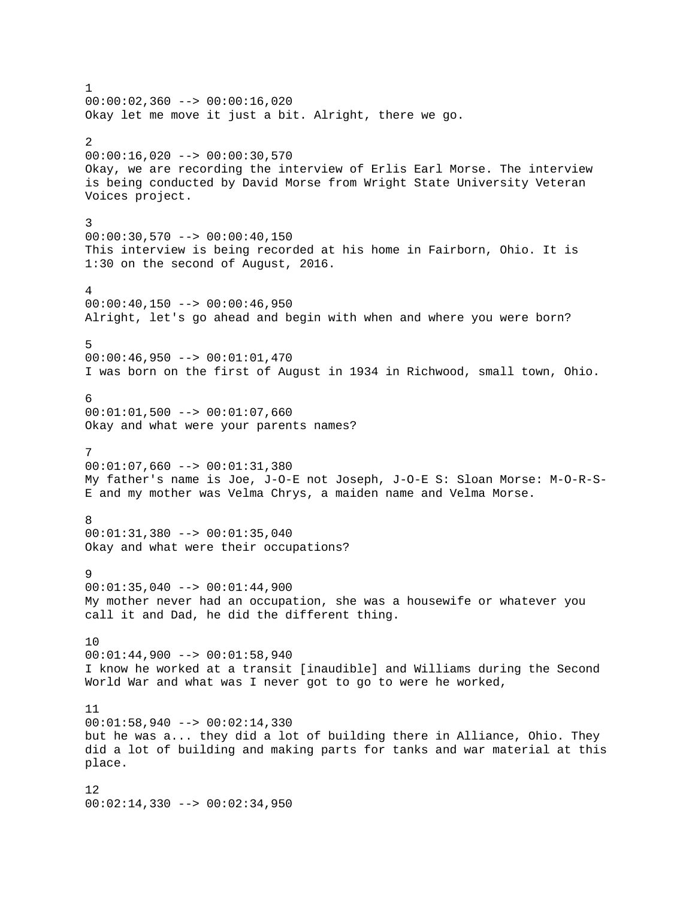1
00:00:02,360 --> 00:00:16,020
Okay let me move it just a bit. Alright, there we go.

2
00:00:16,020 --> 00:00:30,570
Okay, we are recording the interview of Erlis Earl Morse. The interview is being conducted by David Morse from Wright State University Veteran Voices project.

3
00:00:30,570 --> 00:00:40,150
This interview is being recorded at his home in Fairborn, Ohio. It is 1:30 on the second of August, 2016.

4
00:00:40,150 --> 00:00:46,950
Alright, let's go ahead and begin with when and where you were born?

5
00:00:46,950 --> 00:01:01,470
I was born on the first of August in 1934 in Richwood, small town, Ohio.

6
00:01:01,500 --> 00:01:07,660
Okay and what were your parents names?

7
00:01:07,660 --> 00:01:31,380
My father's name is Joe, J-O-E not Joseph, J-O-E S: Sloan Morse: M-O-R-S-E and my mother was Velma Chrys, a maiden name and Velma Morse.

8
00:01:31,380 --> 00:01:35,040
Okay and what were their occupations?

9
00:01:35,040 --> 00:01:44,900
My mother never had an occupation, she was a housewife or whatever you call it and Dad, he did the different thing.

10
00:01:44,900 --> 00:01:58,940
I know he worked at a transit [inaudible] and Williams during the Second World War and what was I never got to go to were he worked,

11
00:01:58,940 --> 00:02:14,330
but he was a... they did a lot of building there in Alliance, Ohio. They did a lot of building and making parts for tanks and war material at this place.

12
00:02:14,330 --> 00:02:34,950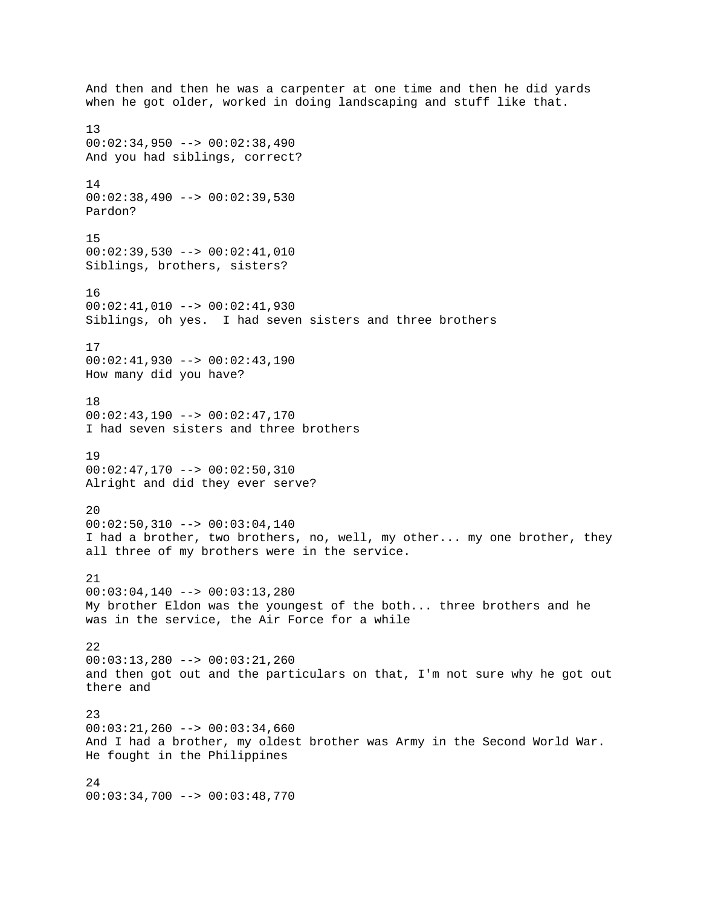And then and then he was a carpenter at one time and then he did yards when he got older, worked in doing landscaping and stuff like that.

13
00:02:34,950 --> 00:02:38,490
And you had siblings, correct?

14
00:02:38,490 --> 00:02:39,530
Pardon?

15
00:02:39,530 --> 00:02:41,010
Siblings, brothers, sisters?

16
00:02:41,010 --> 00:02:41,930
Siblings, oh yes.  I had seven sisters and three brothers

17
00:02:41,930 --> 00:02:43,190
How many did you have?

18
00:02:43,190 --> 00:02:47,170
I had seven sisters and three brothers

19
00:02:47,170 --> 00:02:50,310
Alright and did they ever serve?

20
00:02:50,310 --> 00:03:04,140
I had a brother, two brothers, no, well, my other... my one brother, they all three of my brothers were in the service.

21
00:03:04,140 --> 00:03:13,280
My brother Eldon was the youngest of the both... three brothers and he was in the service, the Air Force for a while

22
00:03:13,280 --> 00:03:21,260
and then got out and the particulars on that, I'm not sure why he got out there and

23
00:03:21,260 --> 00:03:34,660
And I had a brother, my oldest brother was Army in the Second World War. He fought in the Philippines

24
00:03:34,700 --> 00:03:48,770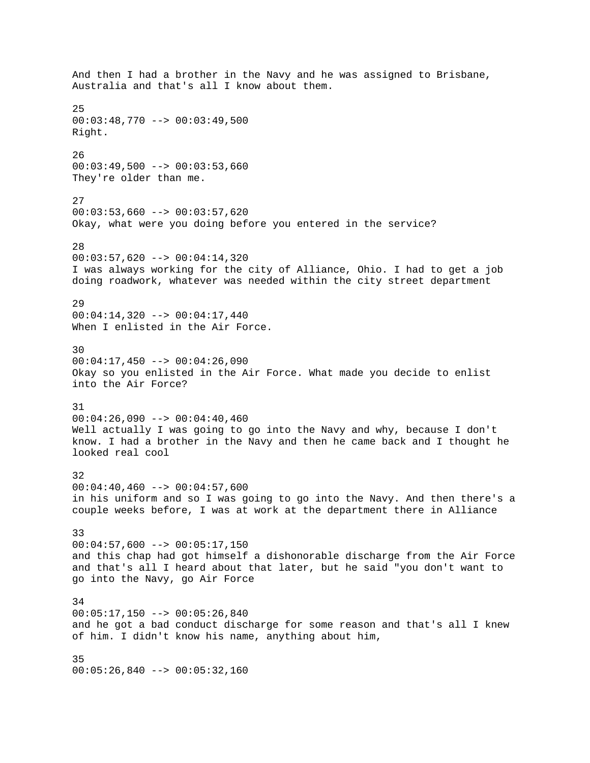And then I had a brother in the Navy and he was assigned to Brisbane, Australia and that's all I know about them.

25
00:03:48,770 --> 00:03:49,500
Right.

26
00:03:49,500 --> 00:03:53,660
They're older than me.

27
00:03:53,660 --> 00:03:57,620
Okay, what were you doing before you entered in the service?

28
00:03:57,620 --> 00:04:14,320
I was always working for the city of Alliance, Ohio. I had to get a job doing roadwork, whatever was needed within the city street department

29
00:04:14,320 --> 00:04:17,440
When I enlisted in the Air Force.

30
00:04:17,450 --> 00:04:26,090
Okay so you enlisted in the Air Force. What made you decide to enlist into the Air Force?

31
00:04:26,090 --> 00:04:40,460
Well actually I was going to go into the Navy and why, because I don't know. I had a brother in the Navy and then he came back and I thought he looked real cool

32
00:04:40,460 --> 00:04:57,600
in his uniform and so I was going to go into the Navy. And then there's a couple weeks before, I was at work at the department there in Alliance

33
00:04:57,600 --> 00:05:17,150
and this chap had got himself a dishonorable discharge from the Air Force and that's all I heard about that later, but he said "you don't want to go into the Navy, go Air Force

34
00:05:17,150 --> 00:05:26,840
and he got a bad conduct discharge for some reason and that's all I knew of him. I didn't know his name, anything about him,

35
00:05:26,840 --> 00:05:32,160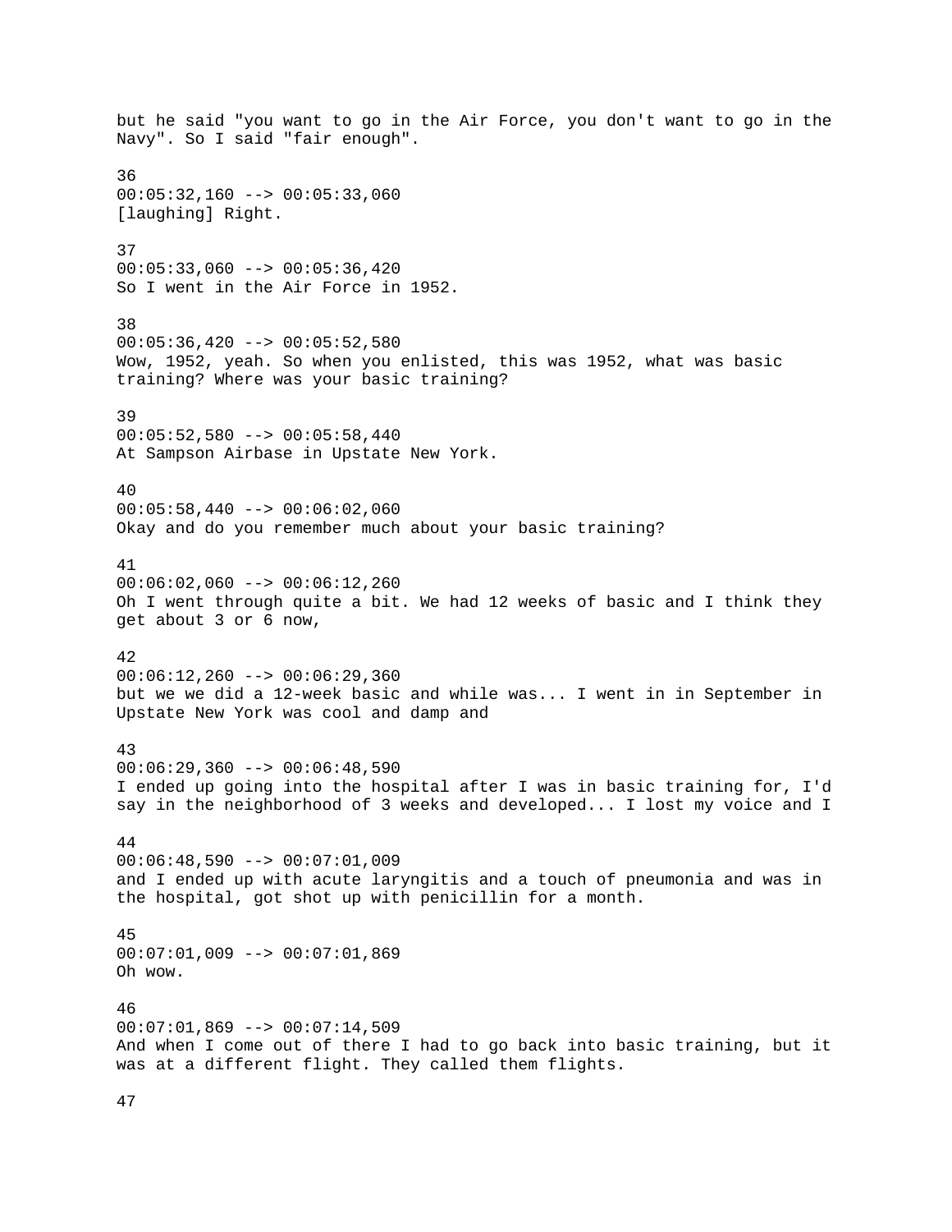but he said "you want to go in the Air Force, you don't want to go in the Navy". So I said "fair enough".

36
00:05:32,160 --> 00:05:33,060
[laughing] Right.

37
00:05:33,060 --> 00:05:36,420
So I went in the Air Force in 1952.

38
00:05:36,420 --> 00:05:52,580
Wow, 1952, yeah. So when you enlisted, this was 1952, what was basic training? Where was your basic training?

39
00:05:52,580 --> 00:05:58,440
At Sampson Airbase in Upstate New York.

40
00:05:58,440 --> 00:06:02,060
Okay and do you remember much about your basic training?

41
00:06:02,060 --> 00:06:12,260
Oh I went through quite a bit. We had 12 weeks of basic and I think they get about 3 or 6 now,

42
00:06:12,260 --> 00:06:29,360
but we we did a 12-week basic and while was... I went in in September in Upstate New York was cool and damp and

43
00:06:29,360 --> 00:06:48,590
I ended up going into the hospital after I was in basic training for, I'd say in the neighborhood of 3 weeks and developed... I lost my voice and I

44
00:06:48,590 --> 00:07:01,009
and I ended up with acute laryngitis and a touch of pneumonia and was in the hospital, got shot up with penicillin for a month.

45
00:07:01,009 --> 00:07:01,869
Oh wow.

46
00:07:01,869 --> 00:07:14,509
And when I come out of there I had to go back into basic training, but it was at a different flight. They called them flights.

47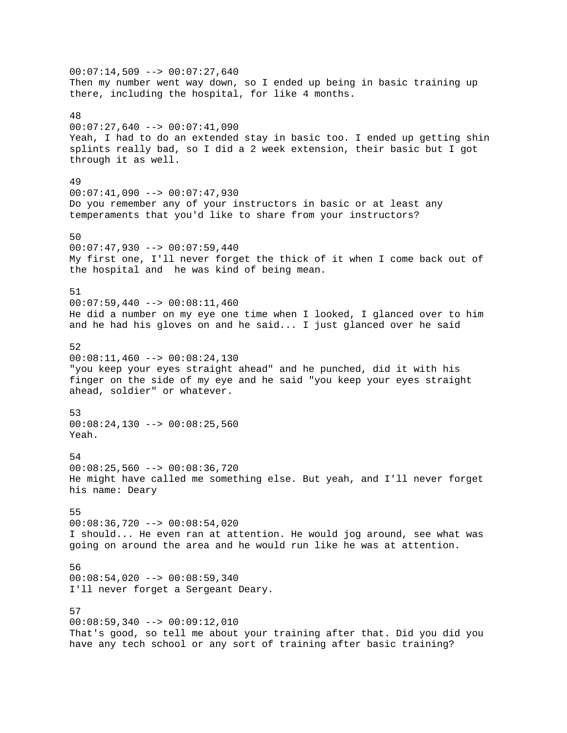00:07:14,509 --> 00:07:27,640
Then my number went way down, so I ended up being in basic training up there, including the hospital, for like 4 months.

48
00:07:27,640 --> 00:07:41,090
Yeah, I had to do an extended stay in basic too. I ended up getting shin splints really bad, so I did a 2 week extension, their basic but I got through it as well.

49
00:07:41,090 --> 00:07:47,930
Do you remember any of your instructors in basic or at least any temperaments that you'd like to share from your instructors?

50
00:07:47,930 --> 00:07:59,440
My first one, I'll never forget the thick of it when I come back out of the hospital and he was kind of being mean.

51
00:07:59,440 --> 00:08:11,460
He did a number on my eye one time when I looked, I glanced over to him and he had his gloves on and he said... I just glanced over he said

52
00:08:11,460 --> 00:08:24,130
"you keep your eyes straight ahead" and he punched, did it with his finger on the side of my eye and he said "you keep your eyes straight ahead, soldier" or whatever.

53
00:08:24,130 --> 00:08:25,560
Yeah.

54
00:08:25,560 --> 00:08:36,720
He might have called me something else. But yeah, and I'll never forget his name: Deary

55
00:08:36,720 --> 00:08:54,020
I should... He even ran at attention. He would jog around, see what was going on around the area and he would run like he was at attention.

56
00:08:54,020 --> 00:08:59,340
I'll never forget a Sergeant Deary.

57
00:08:59,340 --> 00:09:12,010
That's good, so tell me about your training after that. Did you did you have any tech school or any sort of training after basic training?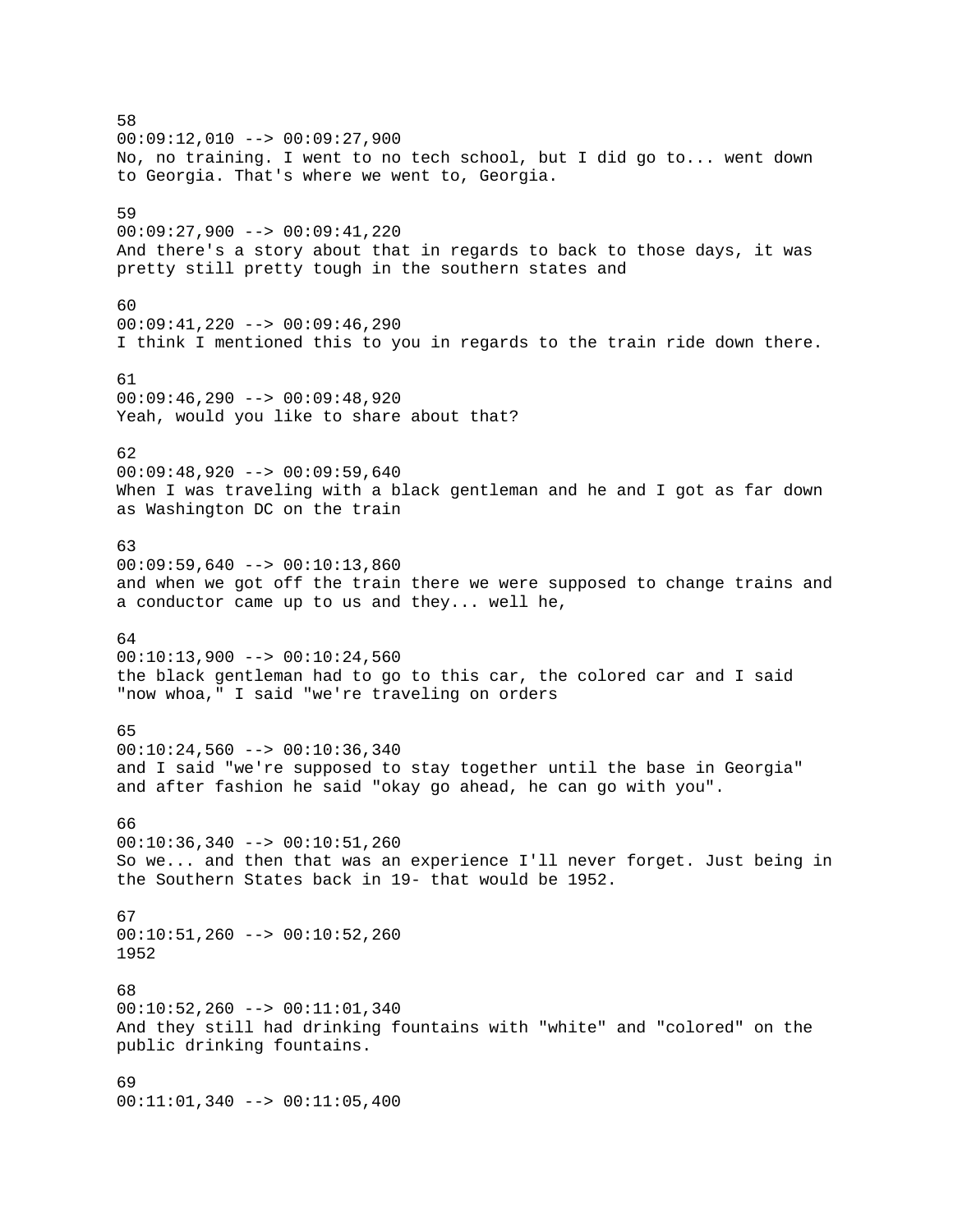58
00:09:12,010 --> 00:09:27,900
No, no training. I went to no tech school, but I did go to... went down to Georgia. That's where we went to, Georgia.

59
00:09:27,900 --> 00:09:41,220
And there's a story about that in regards to back to those days, it was pretty still pretty tough in the southern states and

60
00:09:41,220 --> 00:09:46,290
I think I mentioned this to you in regards to the train ride down there.

61
00:09:46,290 --> 00:09:48,920
Yeah, would you like to share about that?

62
00:09:48,920 --> 00:09:59,640
When I was traveling with a black gentleman and he and I got as far down as Washington DC on the train

63
00:09:59,640 --> 00:10:13,860
and when we got off the train there we were supposed to change trains and a conductor came up to us and they... well he,

64
00:10:13,900 --> 00:10:24,560
the black gentleman had to go to this car, the colored car and I said "now whoa," I said "we're traveling on orders

65
00:10:24,560 --> 00:10:36,340
and I said "we're supposed to stay together until the base in Georgia" and after fashion he said "okay go ahead, he can go with you".

66
00:10:36,340 --> 00:10:51,260
So we... and then that was an experience I'll never forget. Just being in the Southern States back in 19- that would be 1952.

67
00:10:51,260 --> 00:10:52,260
1952

68
00:10:52,260 --> 00:11:01,340
And they still had drinking fountains with "white" and "colored" on the public drinking fountains.

69
00:11:01,340 --> 00:11:05,400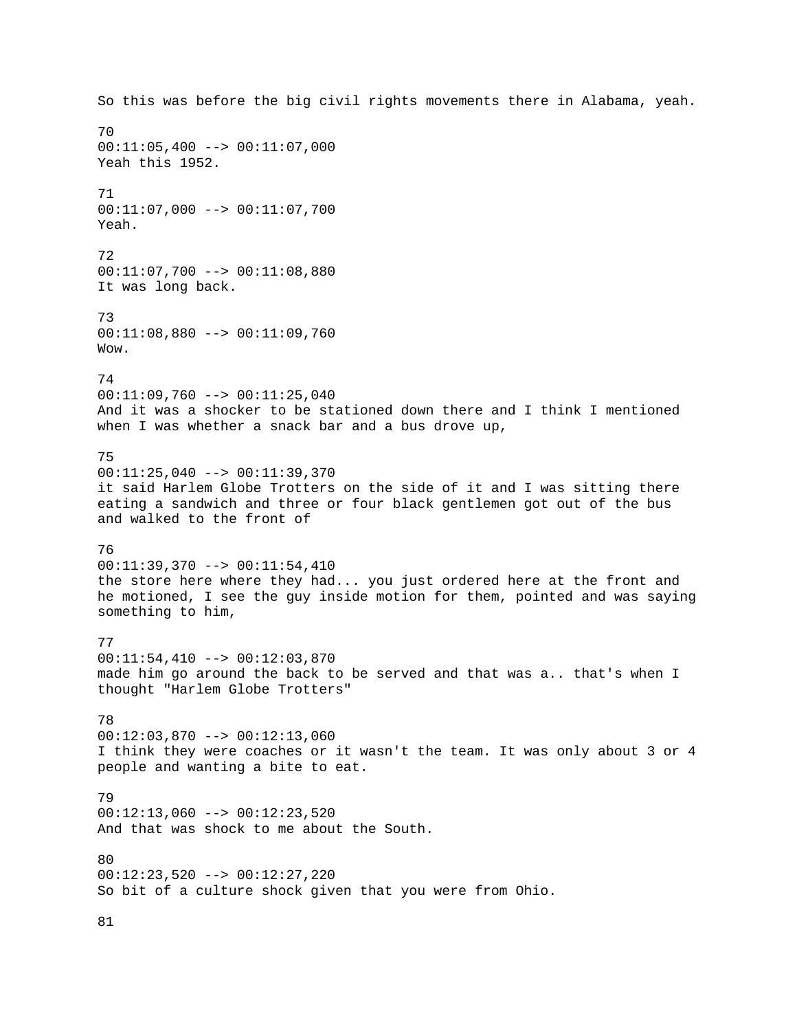So this was before the big civil rights movements there in Alabama, yeah.

70
00:11:05,400 --> 00:11:07,000
Yeah this 1952.

71
00:11:07,000 --> 00:11:07,700
Yeah.

72
00:11:07,700 --> 00:11:08,880
It was long back.

73
00:11:08,880 --> 00:11:09,760
Wow.

74
00:11:09,760 --> 00:11:25,040
And it was a shocker to be stationed down there and I think I mentioned when I was whether a snack bar and a bus drove up,

75
00:11:25,040 --> 00:11:39,370
it said Harlem Globe Trotters on the side of it and I was sitting there eating a sandwich and three or four black gentlemen got out of the bus and walked to the front of

76
00:11:39,370 --> 00:11:54,410
the store here where they had... you just ordered here at the front and he motioned, I see the guy inside motion for them, pointed and was saying something to him,

77
00:11:54,410 --> 00:12:03,870
made him go around the back to be served and that was a.. that's when I thought "Harlem Globe Trotters"

78
00:12:03,870 --> 00:12:13,060
I think they were coaches or it wasn't the team. It was only about 3 or 4 people and wanting a bite to eat.

79
00:12:13,060 --> 00:12:23,520
And that was shock to me about the South.

80
00:12:23,520 --> 00:12:27,220
So bit of a culture shock given that you were from Ohio.

81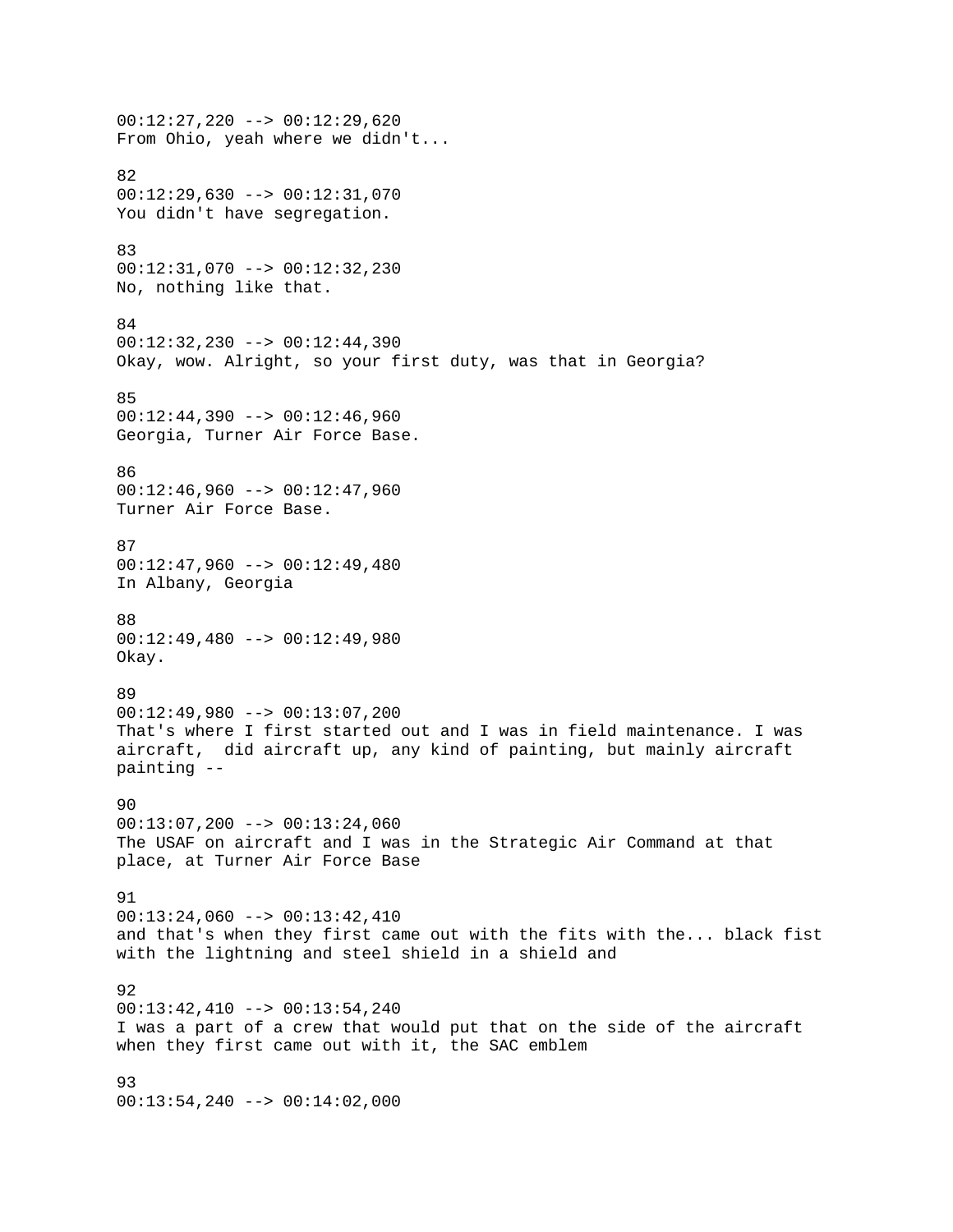00:12:27,220 --> 00:12:29,620
From Ohio, yeah where we didn't...

82
00:12:29,630 --> 00:12:31,070
You didn't have segregation.

83
00:12:31,070 --> 00:12:32,230
No, nothing like that.

84
00:12:32,230 --> 00:12:44,390
Okay, wow. Alright, so your first duty, was that in Georgia?

85
00:12:44,390 --> 00:12:46,960
Georgia, Turner Air Force Base.

86
00:12:46,960 --> 00:12:47,960
Turner Air Force Base.

87
00:12:47,960 --> 00:12:49,480
In Albany, Georgia

88
00:12:49,480 --> 00:12:49,980
Okay.

89
00:12:49,980 --> 00:13:07,200
That's where I first started out and I was in field maintenance. I was aircraft, did aircraft up, any kind of painting, but mainly aircraft painting --

90
00:13:07,200 --> 00:13:24,060
The USAF on aircraft and I was in the Strategic Air Command at that place, at Turner Air Force Base

91
00:13:24,060 --> 00:13:42,410
and that's when they first came out with the fits with the... black fist with the lightning and steel shield in a shield and

92
00:13:42,410 --> 00:13:54,240
I was a part of a crew that would put that on the side of the aircraft when they first came out with it, the SAC emblem

93
00:13:54,240 --> 00:14:02,000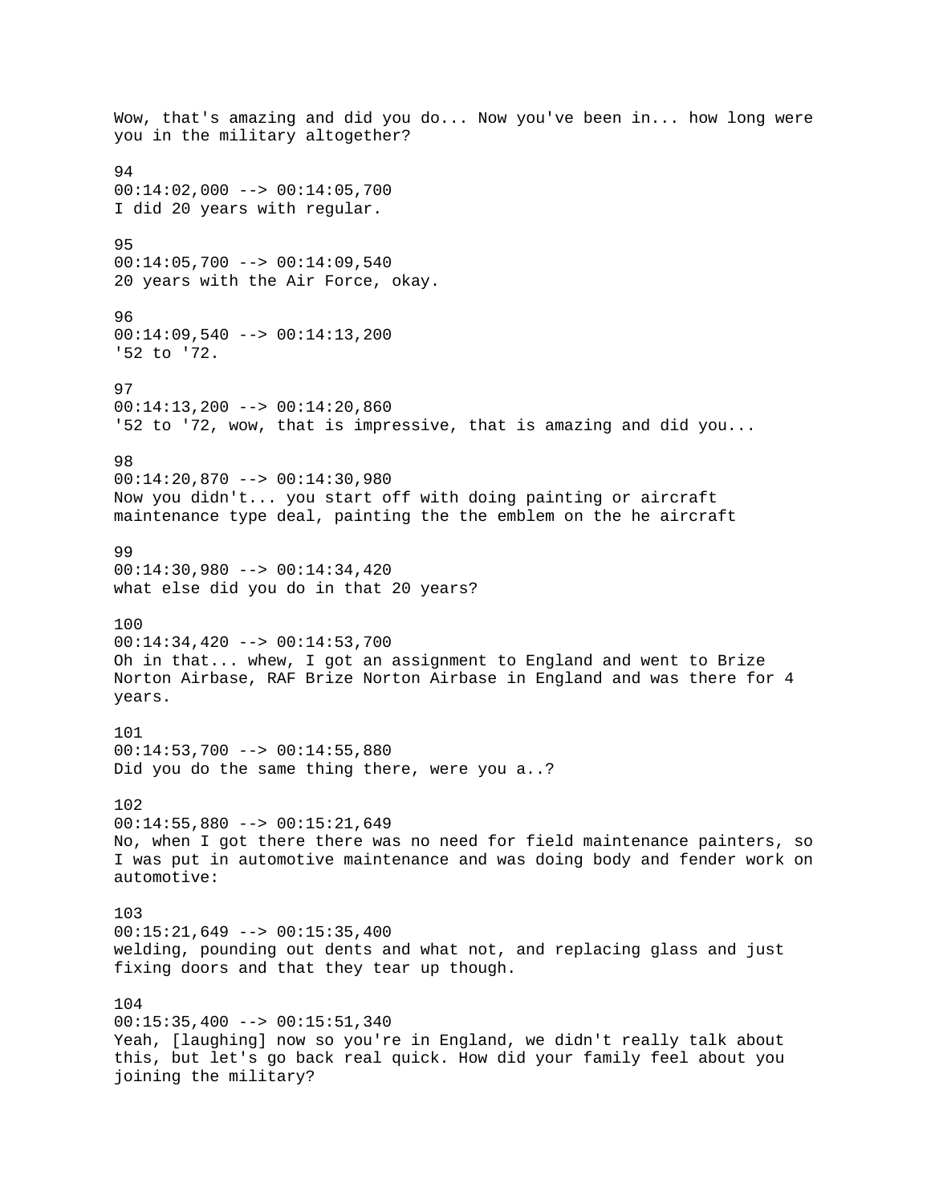Wow, that's amazing and did you do... Now you've been in... how long were you in the military altogether?

94
00:14:02,000 --> 00:14:05,700
I did 20 years with regular.

95
00:14:05,700 --> 00:14:09,540
20 years with the Air Force, okay.

96
00:14:09,540 --> 00:14:13,200
'52 to '72.

97
00:14:13,200 --> 00:14:20,860
'52 to '72, wow, that is impressive, that is amazing and did you...

98
00:14:20,870 --> 00:14:30,980
Now you didn't... you start off with doing painting or aircraft maintenance type deal, painting the the emblem on the he aircraft

99
00:14:30,980 --> 00:14:34,420
what else did you do in that 20 years?

100
00:14:34,420 --> 00:14:53,700
Oh in that... whew, I got an assignment to England and went to Brize Norton Airbase, RAF Brize Norton Airbase in England and was there for 4 years.

101
00:14:53,700 --> 00:14:55,880
Did you do the same thing there, were you a..?

102
00:14:55,880 --> 00:15:21,649
No, when I got there there was no need for field maintenance painters, so I was put in automotive maintenance and was doing body and fender work on automotive:

103
00:15:21,649 --> 00:15:35,400
welding, pounding out dents and what not, and replacing glass and just fixing doors and that they tear up though.

104
00:15:35,400 --> 00:15:51,340
Yeah, [laughing] now so you're in England, we didn't really talk about this, but let's go back real quick. How did your family feel about you joining the military?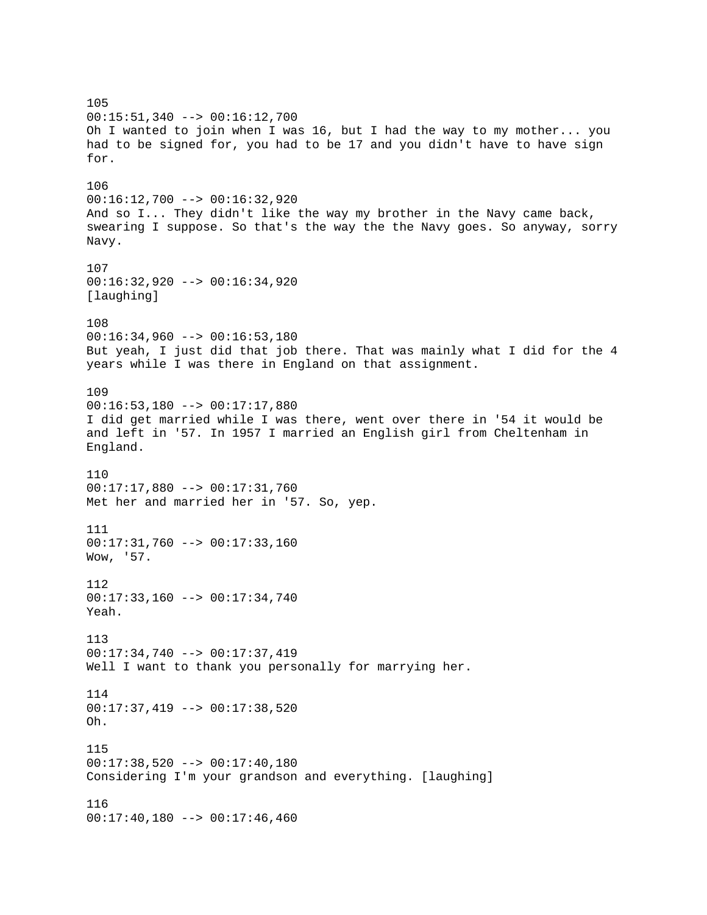105
00:15:51,340 --> 00:16:12,700
Oh I wanted to join when I was 16, but I had the way to my mother... you had to be signed for, you had to be 17 and you didn't have to have sign for.

106
00:16:12,700 --> 00:16:32,920
And so I... They didn't like the way my brother in the Navy came back, swearing I suppose. So that's the way the the Navy goes. So anyway, sorry Navy.

107
00:16:32,920 --> 00:16:34,920
[laughing]

108
00:16:34,960 --> 00:16:53,180
But yeah, I just did that job there. That was mainly what I did for the 4 years while I was there in England on that assignment.

109
00:16:53,180 --> 00:17:17,880
I did get married while I was there, went over there in '54 it would be and left in '57. In 1957 I married an English girl from Cheltenham in England.

110
00:17:17,880 --> 00:17:31,760
Met her and married her in '57. So, yep.

111
00:17:31,760 --> 00:17:33,160
Wow, '57.

112
00:17:33,160 --> 00:17:34,740
Yeah.

113
00:17:34,740 --> 00:17:37,419
Well I want to thank you personally for marrying her.

114
00:17:37,419 --> 00:17:38,520
Oh.

115
00:17:38,520 --> 00:17:40,180
Considering I'm your grandson and everything. [laughing]

116
00:17:40,180 --> 00:17:46,460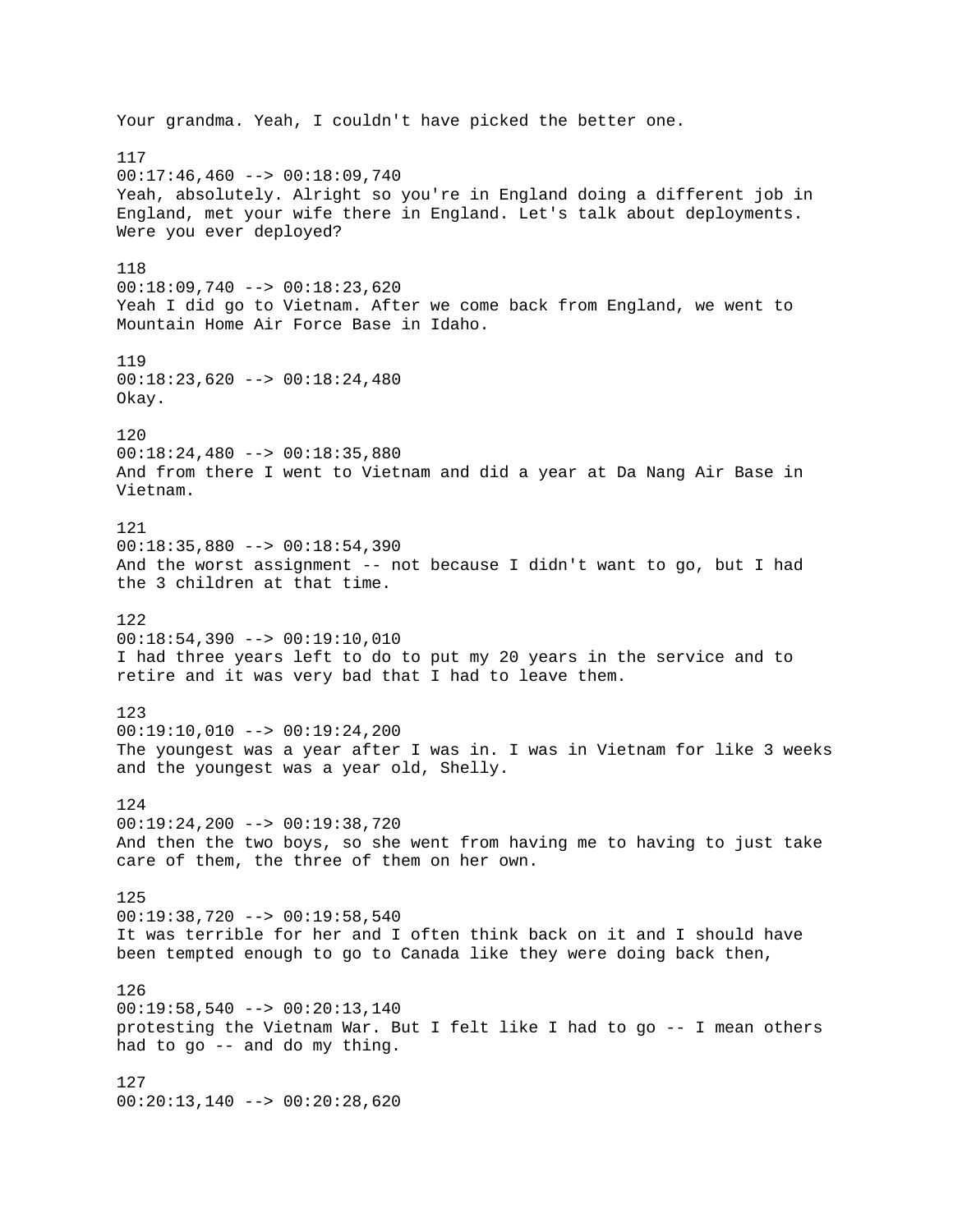Your grandma. Yeah, I couldn't have picked the better one.

117
00:17:46,460 --> 00:18:09,740
Yeah, absolutely. Alright so you're in England doing a different job in England, met your wife there in England. Let's talk about deployments. Were you ever deployed?

118
00:18:09,740 --> 00:18:23,620
Yeah I did go to Vietnam. After we come back from England, we went to Mountain Home Air Force Base in Idaho.

119
00:18:23,620 --> 00:18:24,480
Okay.

120
00:18:24,480 --> 00:18:35,880
And from there I went to Vietnam and did a year at Da Nang Air Base in Vietnam.

121
00:18:35,880 --> 00:18:54,390
And the worst assignment -- not because I didn't want to go, but I had the 3 children at that time.

122
00:18:54,390 --> 00:19:10,010
I had three years left to do to put my 20 years in the service and to retire and it was very bad that I had to leave them.

123
00:19:10,010 --> 00:19:24,200
The youngest was a year after I was in. I was in Vietnam for like 3 weeks and the youngest was a year old, Shelly.

124
00:19:24,200 --> 00:19:38,720
And then the two boys, so she went from having me to having to just take care of them, the three of them on her own.

125
00:19:38,720 --> 00:19:58,540
It was terrible for her and I often think back on it and I should have been tempted enough to go to Canada like they were doing back then,

126
00:19:58,540 --> 00:20:13,140
protesting the Vietnam War. But I felt like I had to go -- I mean others had to go -- and do my thing.

127
00:20:13,140 --> 00:20:28,620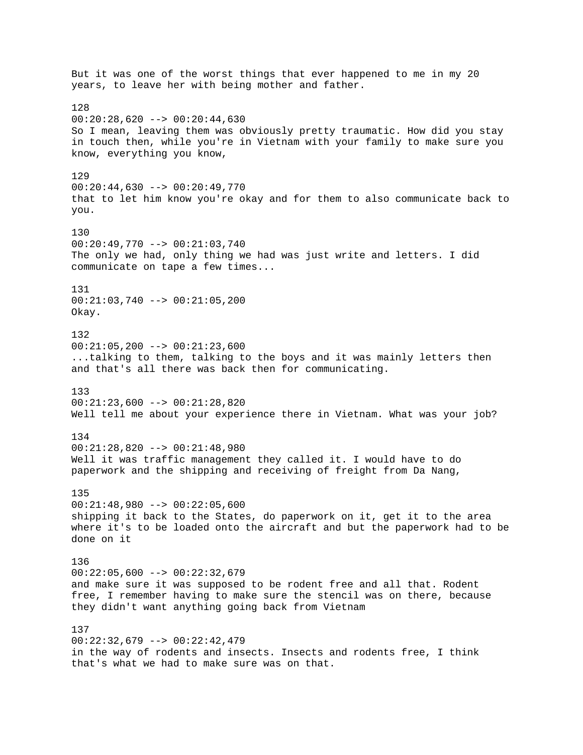But it was one of the worst things that ever happened to me in my 20 years, to leave her with being mother and father.

128
00:20:28,620 --> 00:20:44,630
So I mean, leaving them was obviously pretty traumatic. How did you stay in touch then, while you're in Vietnam with your family to make sure you know, everything you know,

129
00:20:44,630 --> 00:20:49,770
that to let him know you're okay and for them to also communicate back to you.

130
00:20:49,770 --> 00:21:03,740
The only we had, only thing we had was just write and letters. I did communicate on tape a few times...

131
00:21:03,740 --> 00:21:05,200
Okay.

132
00:21:05,200 --> 00:21:23,600
...talking to them, talking to the boys and it was mainly letters then and that's all there was back then for communicating.

133
00:21:23,600 --> 00:21:28,820
Well tell me about your experience there in Vietnam. What was your job?

134
00:21:28,820 --> 00:21:48,980
Well it was traffic management they called it. I would have to do paperwork and the shipping and receiving of freight from Da Nang,

135
00:21:48,980 --> 00:22:05,600
shipping it back to the States, do paperwork on it, get it to the area where it's to be loaded onto the aircraft and but the paperwork had to be done on it

136
00:22:05,600 --> 00:22:32,679
and make sure it was supposed to be rodent free and all that. Rodent free, I remember having to make sure the stencil was on there, because they didn't want anything going back from Vietnam

137
00:22:32,679 --> 00:22:42,479
in the way of rodents and insects. Insects and rodents free, I think that's what we had to make sure was on that.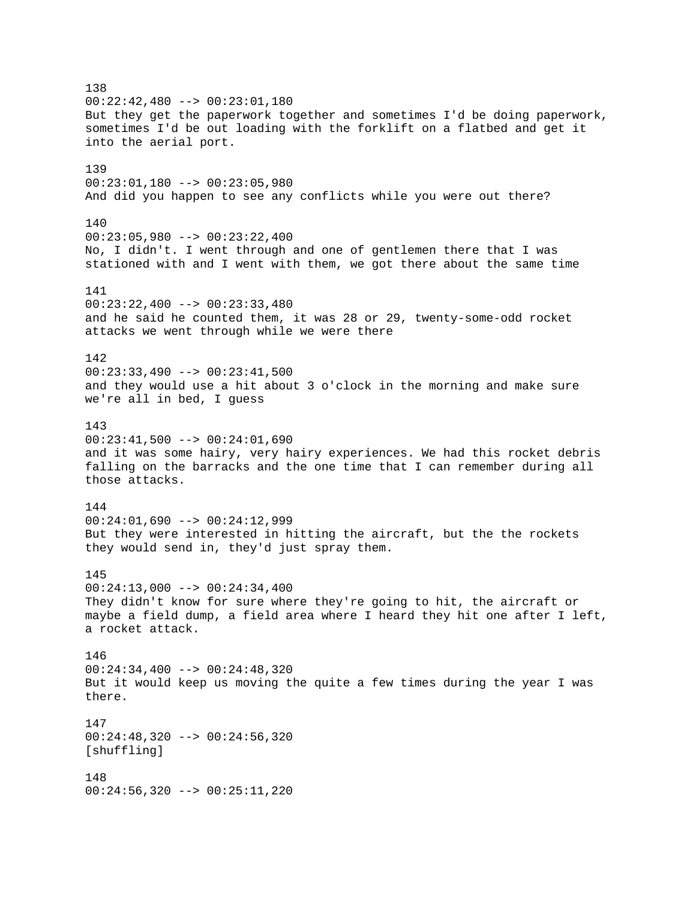138
00:22:42,480 --> 00:23:01,180
But they get the paperwork together and sometimes I'd be doing paperwork, sometimes I'd be out loading with the forklift on a flatbed and get it into the aerial port.

139
00:23:01,180 --> 00:23:05,980
And did you happen to see any conflicts while you were out there?

140
00:23:05,980 --> 00:23:22,400
No, I didn't. I went through and one of gentlemen there that I was stationed with and I went with them, we got there about the same time

141
00:23:22,400 --> 00:23:33,480
and he said he counted them, it was 28 or 29, twenty-some-odd rocket attacks we went through while we were there

142
00:23:33,490 --> 00:23:41,500
and they would use a hit about 3 o'clock in the morning and make sure we're all in bed, I guess

143
00:23:41,500 --> 00:24:01,690
and it was some hairy, very hairy experiences. We had this rocket debris falling on the barracks and the one time that I can remember during all those attacks.

144
00:24:01,690 --> 00:24:12,999
But they were interested in hitting the aircraft, but the the rockets they would send in, they'd just spray them.

145
00:24:13,000 --> 00:24:34,400
They didn't know for sure where they're going to hit, the aircraft or maybe a field dump, a field area where I heard they hit one after I left, a rocket attack.

146
00:24:34,400 --> 00:24:48,320
But it would keep us moving the quite a few times during the year I was there.

147
00:24:48,320 --> 00:24:56,320
[shuffling]

148
00:24:56,320 --> 00:25:11,220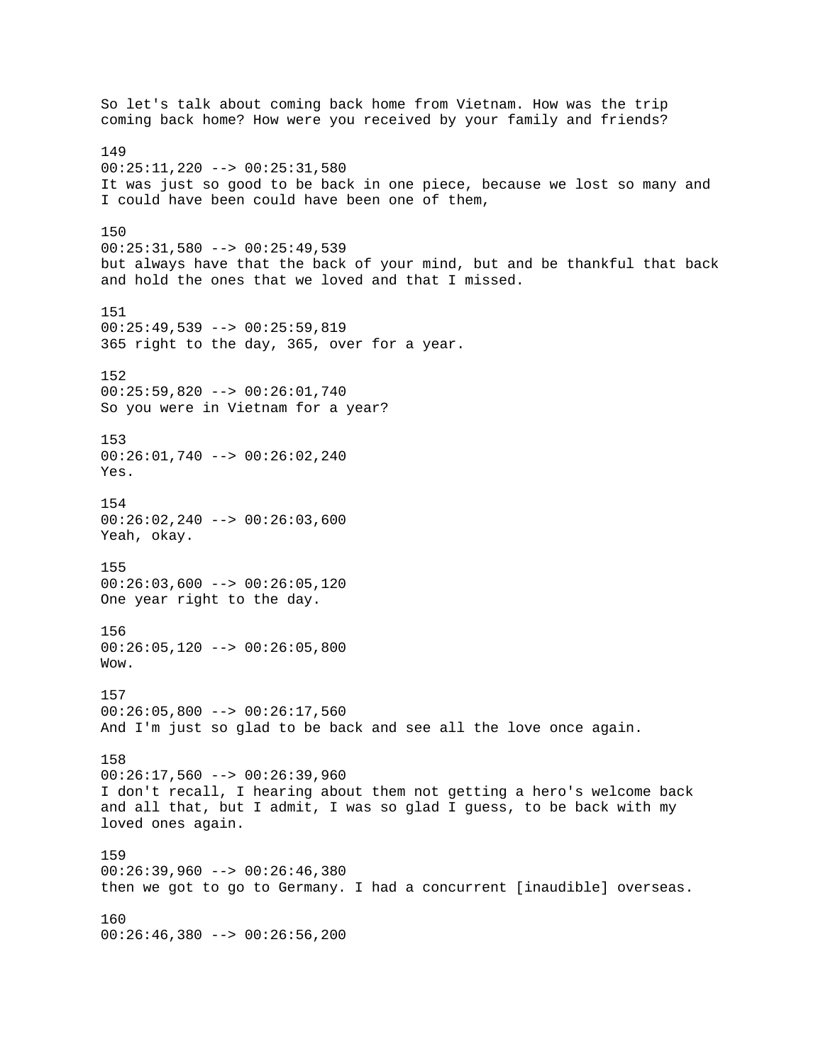So let's talk about coming back home from Vietnam. How was the trip coming back home? How were you received by your family and friends?

149
00:25:11,220 --> 00:25:31,580
It was just so good to be back in one piece, because we lost so many and I could have been could have been one of them,

150
00:25:31,580 --> 00:25:49,539
but always have that the back of your mind, but and be thankful that back and hold the ones that we loved and that I missed.

151
00:25:49,539 --> 00:25:59,819
365 right to the day, 365, over for a year.

152
00:25:59,820 --> 00:26:01,740
So you were in Vietnam for a year?

153
00:26:01,740 --> 00:26:02,240
Yes.

154
00:26:02,240 --> 00:26:03,600
Yeah, okay.

155
00:26:03,600 --> 00:26:05,120
One year right to the day.

156
00:26:05,120 --> 00:26:05,800
Wow.

157
00:26:05,800 --> 00:26:17,560
And I'm just so glad to be back and see all the love once again.

158
00:26:17,560 --> 00:26:39,960
I don't recall, I hearing about them not getting a hero's welcome back and all that, but I admit, I was so glad I guess, to be back with my loved ones again.

159
00:26:39,960 --> 00:26:46,380
then we got to go to Germany. I had a concurrent [inaudible] overseas.

160
00:26:46,380 --> 00:26:56,200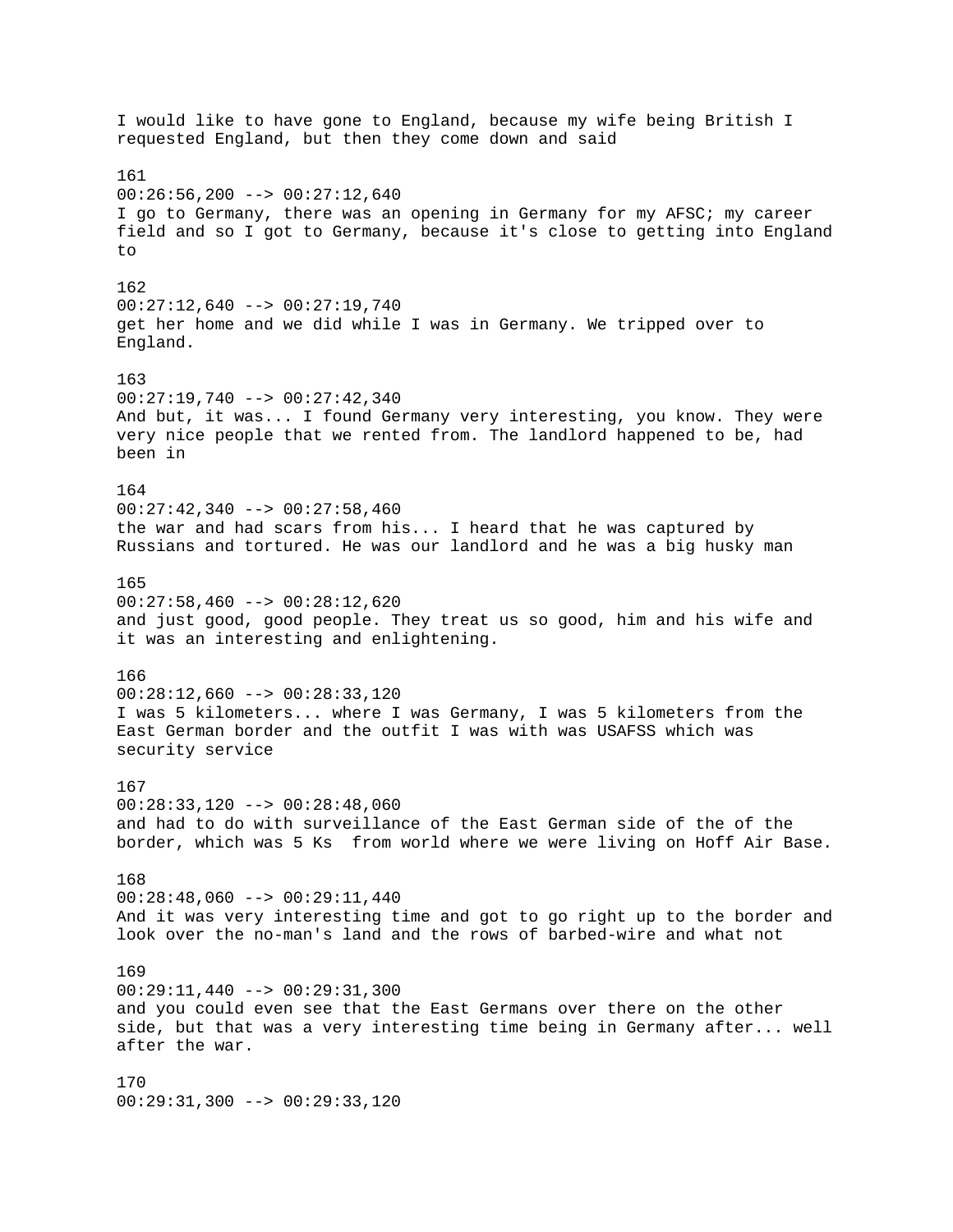I would like to have gone to England, because my wife being British I requested England, but then they come down and said

161
00:26:56,200 --> 00:27:12,640
I go to Germany, there was an opening in Germany for my AFSC; my career field and so I got to Germany, because it's close to getting into England to

162
00:27:12,640 --> 00:27:19,740
get her home and we did while I was in Germany. We tripped over to England.

163
00:27:19,740 --> 00:27:42,340
And but, it was... I found Germany very interesting, you know. They were very nice people that we rented from. The landlord happened to be, had been in

164
00:27:42,340 --> 00:27:58,460
the war and had scars from his... I heard that he was captured by Russians and tortured. He was our landlord and he was a big husky man

165
00:27:58,460 --> 00:28:12,620
and just good, good people. They treat us so good, him and his wife and it was an interesting and enlightening.

166
00:28:12,660 --> 00:28:33,120
I was 5 kilometers... where I was Germany, I was 5 kilometers from the East German border and the outfit I was with was USAFSS which was security service

167
00:28:33,120 --> 00:28:48,060
and had to do with surveillance of the East German side of the of the border, which was 5 Ks  from world where we were living on Hoff Air Base.

168
00:28:48,060 --> 00:29:11,440
And it was very interesting time and got to go right up to the border and look over the no-man's land and the rows of barbed-wire and what not

169
00:29:11,440 --> 00:29:31,300
and you could even see that the East Germans over there on the other side, but that was a very interesting time being in Germany after... well after the war.

170
00:29:31,300 --> 00:29:33,120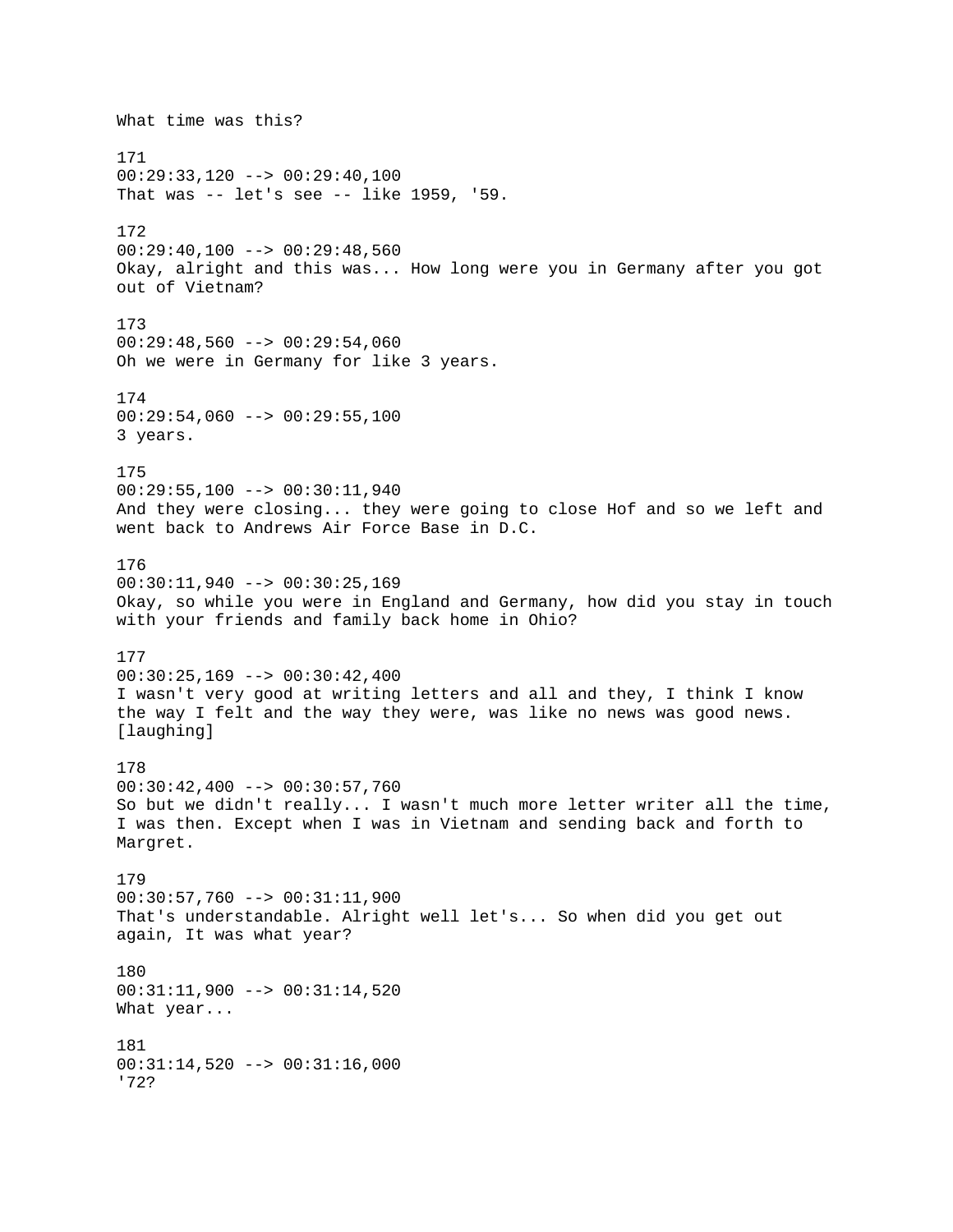What time was this?

171
00:29:33,120 --> 00:29:40,100
That was -- let's see -- like 1959, '59.

172
00:29:40,100 --> 00:29:48,560
Okay, alright and this was... How long were you in Germany after you got out of Vietnam?

173
00:29:48,560 --> 00:29:54,060
Oh we were in Germany for like 3 years.

174
00:29:54,060 --> 00:29:55,100
3 years.

175
00:29:55,100 --> 00:30:11,940
And they were closing... they were going to close Hof and so we left and went back to Andrews Air Force Base in D.C.

176
00:30:11,940 --> 00:30:25,169
Okay, so while you were in England and Germany, how did you stay in touch with your friends and family back home in Ohio?

177
00:30:25,169 --> 00:30:42,400
I wasn't very good at writing letters and all and they, I think I know the way I felt and the way they were, was like no news was good news. [laughing]

178
00:30:42,400 --> 00:30:57,760
So but we didn't really... I wasn't much more letter writer all the time, I was then. Except when I was in Vietnam and sending back and forth to Margret.

179
00:30:57,760 --> 00:31:11,900
That's understandable. Alright well let's... So when did you get out again, It was what year?

180
00:31:11,900 --> 00:31:14,520
What year...

181
00:31:14,520 --> 00:31:16,000
'72?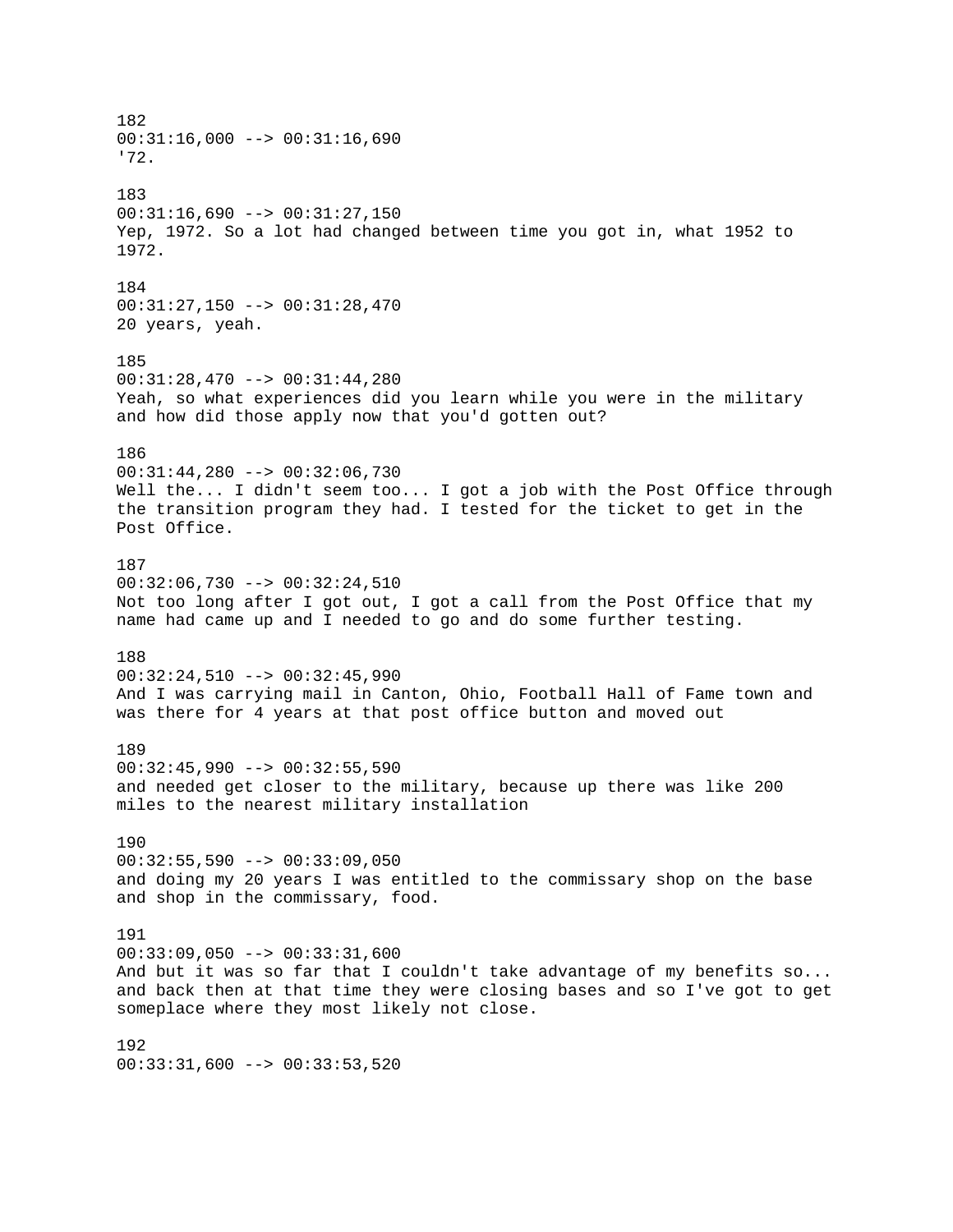182
00:31:16,000 --> 00:31:16,690
'72.

183
00:31:16,690 --> 00:31:27,150
Yep, 1972. So a lot had changed between time you got in, what 1952 to 1972.

184
00:31:27,150 --> 00:31:28,470
20 years, yeah.

185
00:31:28,470 --> 00:31:44,280
Yeah, so what experiences did you learn while you were in the military and how did those apply now that you'd gotten out?

186
00:31:44,280 --> 00:32:06,730
Well the... I didn't seem too... I got a job with the Post Office through the transition program they had. I tested for the ticket to get in the Post Office.

187
00:32:06,730 --> 00:32:24,510
Not too long after I got out, I got a call from the Post Office that my name had came up and I needed to go and do some further testing.

188
00:32:24,510 --> 00:32:45,990
And I was carrying mail in Canton, Ohio, Football Hall of Fame town and was there for 4 years at that post office button and moved out

189
00:32:45,990 --> 00:32:55,590
and needed get closer to the military, because up there was like 200 miles to the nearest military installation

190
00:32:55,590 --> 00:33:09,050
and doing my 20 years I was entitled to the commissary shop on the base and shop in the commissary, food.

191
00:33:09,050 --> 00:33:31,600
And but it was so far that I couldn't take advantage of my benefits so... and back then at that time they were closing bases and so I've got to get someplace where they most likely not close.

192
00:33:31,600 --> 00:33:53,520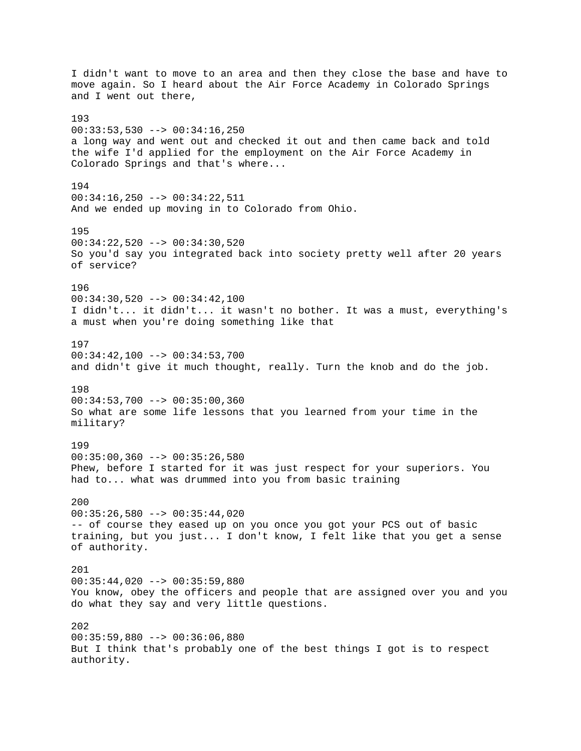I didn't want to move to an area and then they close the base and have to move again. So I heard about the Air Force Academy in Colorado Springs and I went out there,

193
00:33:53,530 --> 00:34:16,250
a long way and went out and checked it out and then came back and told the wife I'd applied for the employment on the Air Force Academy in Colorado Springs and that's where...

194
00:34:16,250 --> 00:34:22,511
And we ended up moving in to Colorado from Ohio.

195
00:34:22,520 --> 00:34:30,520
So you'd say you integrated back into society pretty well after 20 years of service?

196
00:34:30,520 --> 00:34:42,100
I didn't... it didn't... it wasn't no bother. It was a must, everything's a must when you're doing something like that

197
00:34:42,100 --> 00:34:53,700
and didn't give it much thought, really. Turn the knob and do the job.

198
00:34:53,700 --> 00:35:00,360
So what are some life lessons that you learned from your time in the military?

199
00:35:00,360 --> 00:35:26,580
Phew, before I started for it was just respect for your superiors. You had to... what was drummed into you from basic training

200
00:35:26,580 --> 00:35:44,020
-- of course they eased up on you once you got your PCS out of basic training, but you just... I don't know, I felt like that you get a sense of authority.

201
00:35:44,020 --> 00:35:59,880
You know, obey the officers and people that are assigned over you and you do what they say and very little questions.

202
00:35:59,880 --> 00:36:06,880
But I think that's probably one of the best things I got is to respect authority.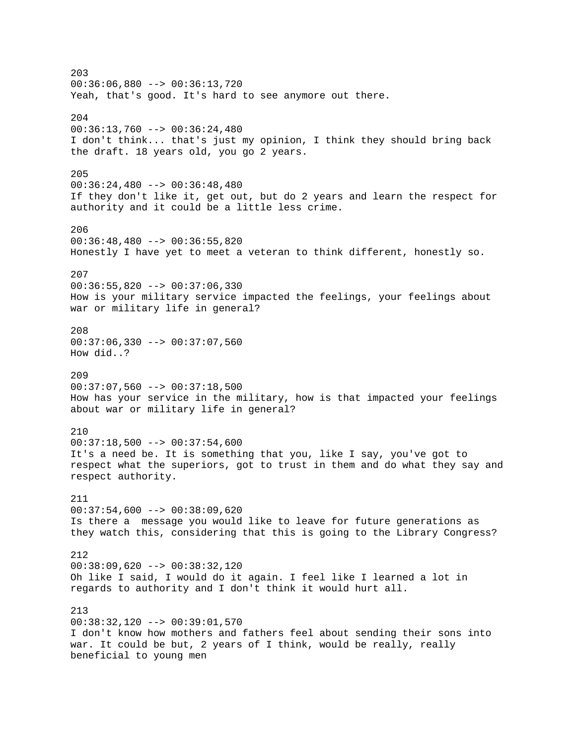203
00:36:06,880 --> 00:36:13,720
Yeah, that's good. It's hard to see anymore out there.

204
00:36:13,760 --> 00:36:24,480
I don't think... that's just my opinion, I think they should bring back the draft. 18 years old, you go 2 years.

205
00:36:24,480 --> 00:36:48,480
If they don't like it, get out, but do 2 years and learn the respect for authority and it could be a little less crime.

206
00:36:48,480 --> 00:36:55,820
Honestly I have yet to meet a veteran to think different, honestly so.

207
00:36:55,820 --> 00:37:06,330
How is your military service impacted the feelings, your feelings about war or military life in general?

208
00:37:06,330 --> 00:37:07,560
How did..?

209
00:37:07,560 --> 00:37:18,500
How has your service in the military, how is that impacted your feelings about war or military life in general?

210
00:37:18,500 --> 00:37:54,600
It's a need be. It is something that you, like I say, you've got to respect what the superiors, got to trust in them and do what they say and respect authority.

211
00:37:54,600 --> 00:38:09,620
Is there a  message you would like to leave for future generations as they watch this, considering that this is going to the Library Congress?

212
00:38:09,620 --> 00:38:32,120
Oh like I said, I would do it again. I feel like I learned a lot in regards to authority and I don't think it would hurt all.

213
00:38:32,120 --> 00:39:01,570
I don't know how mothers and fathers feel about sending their sons into war. It could be but, 2 years of I think, would be really, really beneficial to young men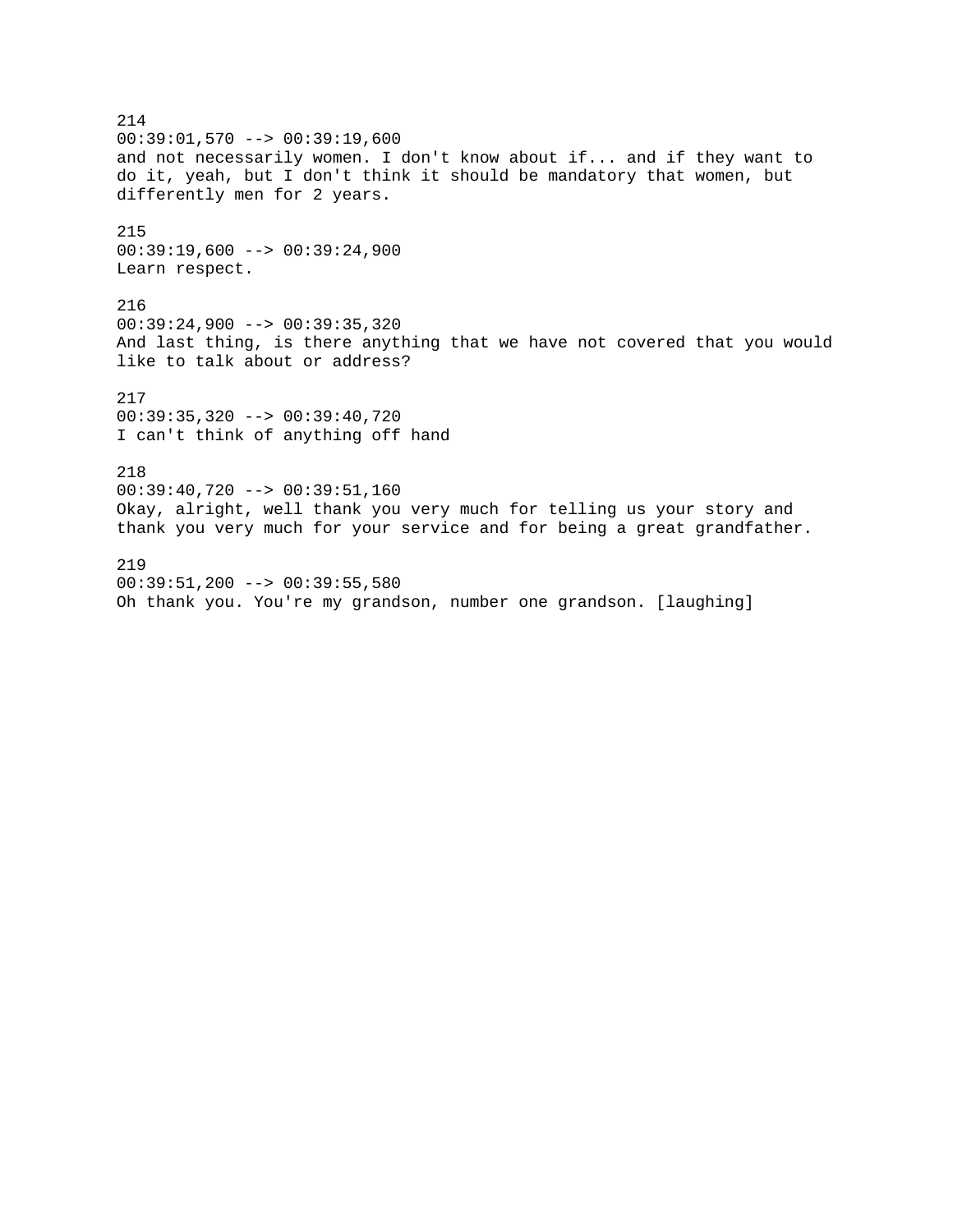214
00:39:01,570 --> 00:39:19,600
and not necessarily women. I don't know about if... and if they want to do it, yeah, but I don't think it should be mandatory that women, but differently men for 2 years.

215
00:39:19,600 --> 00:39:24,900
Learn respect.

216
00:39:24,900 --> 00:39:35,320
And last thing, is there anything that we have not covered that you would like to talk about or address?

217
00:39:35,320 --> 00:39:40,720
I can't think of anything off hand

218
00:39:40,720 --> 00:39:51,160
Okay, alright, well thank you very much for telling us your story and thank you very much for your service and for being a great grandfather.

219
00:39:51,200 --> 00:39:55,580
Oh thank you. You're my grandson, number one grandson. [laughing]